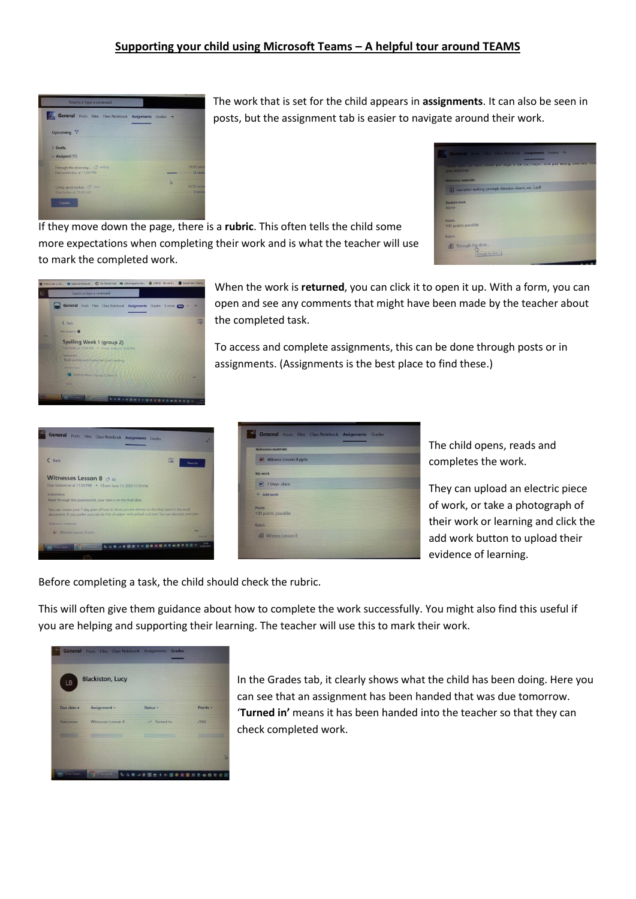## Supporting your child using Microsoft Teams – A helpful tour around TEAMS

The work that is set for the child appears in **assignments**. It can also be seen in posts, but the assignment tab is easier to navigate around their work.

If they move down the page, there is a **rubric**. This often tells the child some more expectations when completing their work and is what the teacher will use to mark the completed work.

When the work is **returned**, you can click it to open it up. With a form, you can open and see any comments that might have been made by the teacher about the completed task.

To access and complete assignments, this can be done through posts or in assignments. (Assignments is the best place to find these.)

The child opens, reads and completes the work.

They can upload an electric piece of work, or take a photograph of their work or learning and click the add work button to upload their evidence of learning.

Before completing a task, the child should check the rubric.

This will often give them guidance about how to complete the work successfully. You might also find this useful if you are helping and supporting their learning. The teacher will use this to mark their work.

In the Grades tab, it clearly shows what the child has been doing. Here you can see that an assignment has been handed that was due tomorrow. '**Turned in'** means it has been handed into the teacher so that they can check completed work.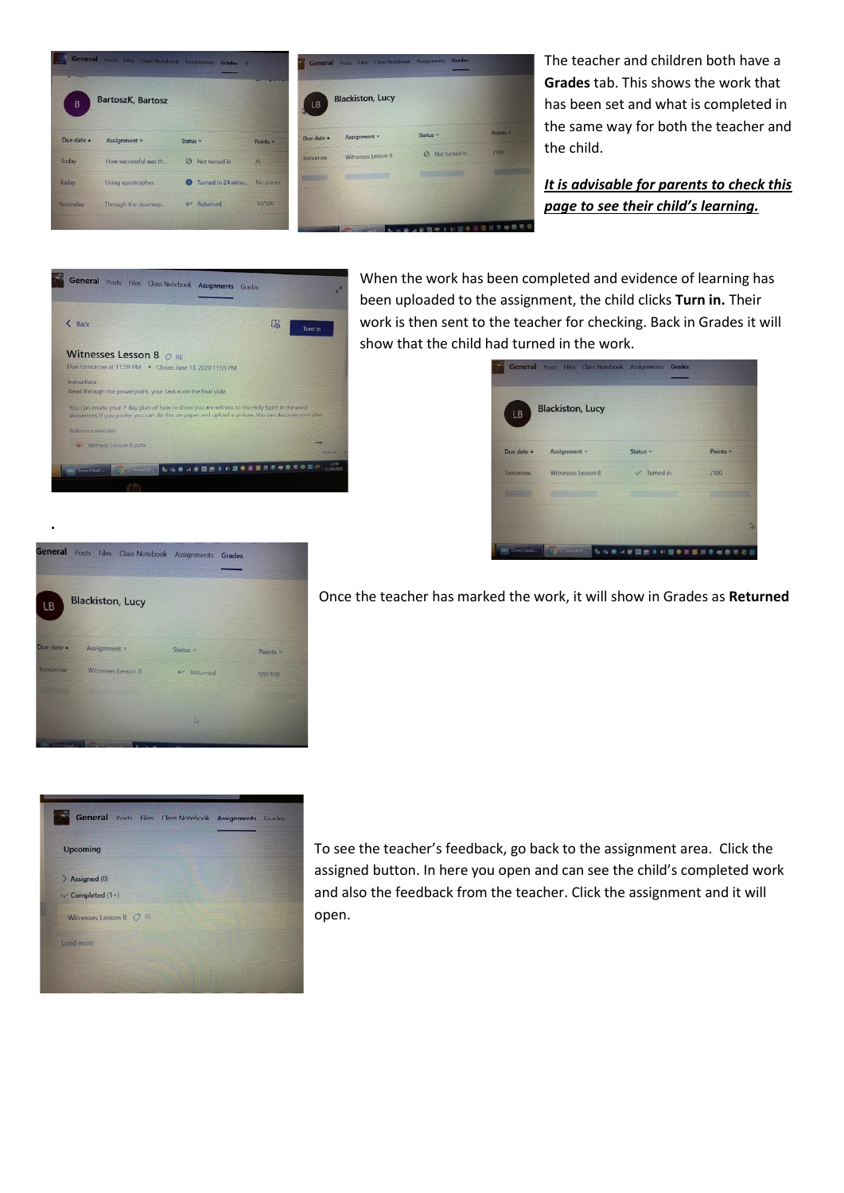The teacher and children both have a **Grades** tab. This shows the work that has been set and what is completed in the same way for both the teacher and the child.

***<u>It is advisable for parents to check this page to see their child's learning.</u>***

When the work has been completed and evidence of learning has been uploaded to the assignment, the child clicks **Turn in.** Their work is then sent to the teacher for checking. Back in Grades it will show that the child had turned in the work.

.

Once the teacher has marked the work, it will show in Grades as **Returned**

To see the teacher's feedback, go back to the assignment area. Click the assigned button. In here you open and can see the child's completed work and also the feedback from the teacher. Click the assignment and it will open.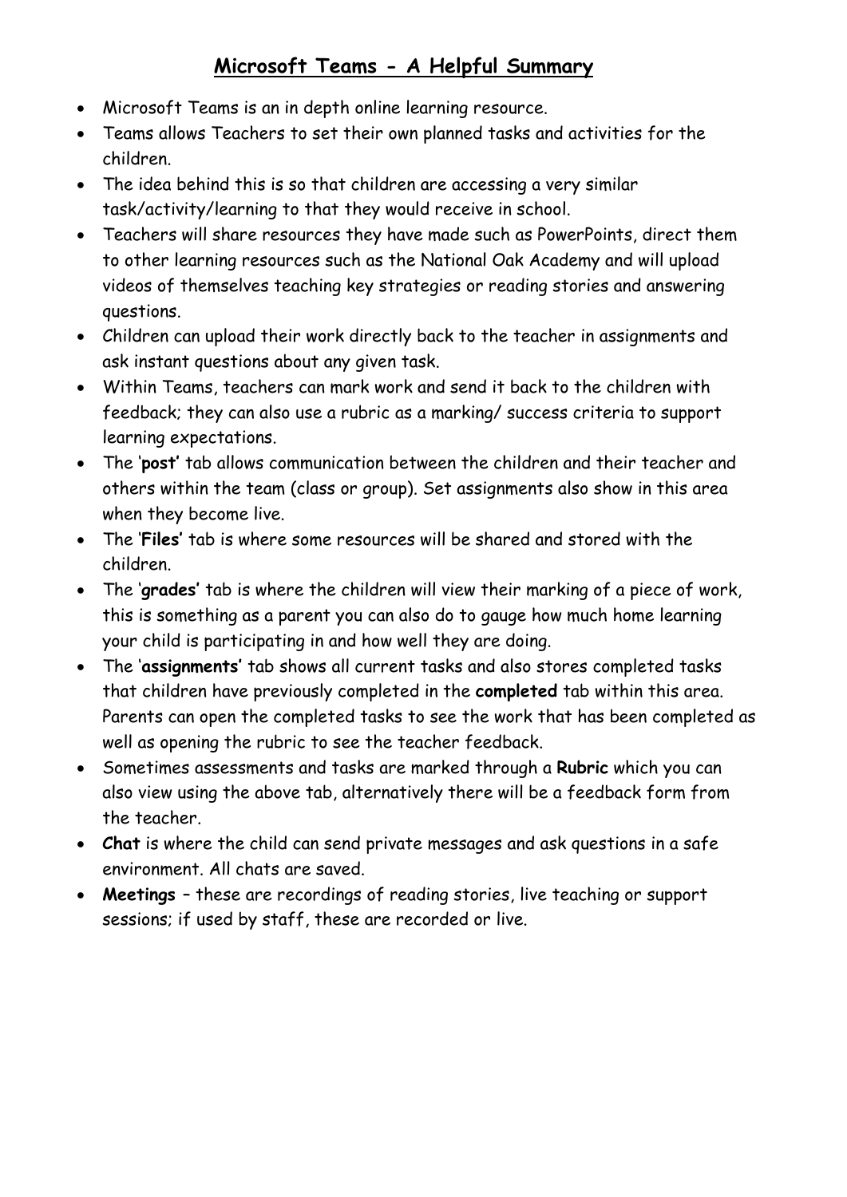# <u>Microsoft Teams - A Helpful Summary</u>

- Microsoft Teams is an in depth online learning resource.
- Teams allows Teachers to set their own planned tasks and activities for the children.
- The idea behind this is so that children are accessing a very similar task/activity/learning to that they would receive in school.
- Teachers will share resources they have made such as PowerPoints, direct them to other learning resources such as the National Oak Academy and will upload videos of themselves teaching key strategies or reading stories and answering questions.
- Children can upload their work directly back to the teacher in assignments and ask instant questions about any given task.
- Within Teams, teachers can mark work and send it back to the children with feedback; they can also use a rubric as a marking/ success criteria to support learning expectations.
- The '**post'** tab allows communication between the children and their teacher and others within the team (class or group). Set assignments also show in this area when they become live.
- The '**Files'** tab is where some resources will be shared and stored with the children.
- The '**grades'** tab is where the children will view their marking of a piece of work, this is something as a parent you can also do to gauge how much home learning your child is participating in and how well they are doing.
- The '**assignments'** tab shows all current tasks and also stores completed tasks that children have previously completed in the **completed** tab within this area. Parents can open the completed tasks to see the work that has been completed as well as opening the rubric to see the teacher feedback.
- Sometimes assessments and tasks are marked through a **Rubric** which you can also view using the above tab, alternatively there will be a feedback form from the teacher.
- **Chat** is where the child can send private messages and ask questions in a safe environment. All chats are saved.
- **Meetings** – these are recordings of reading stories, live teaching or support sessions; if used by staff, these are recorded or live.